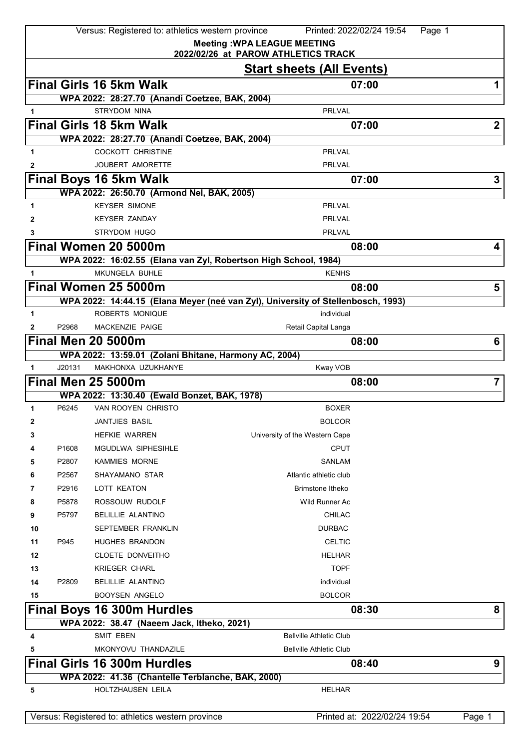**Meeting :WPA LEAGUE MEETING**
**2022/02/26 at PAROW ATHLETICS TRACK**

## Start sheets (All Events)

### Final Girls 16 5km Walk — 07:00 — 1

WPA 2022: 28:27.70 (Anandi Coetzee, BAK, 2004)

| # | Licence | Name | Club |
|---|---|---|---|
| 1 | | STRYDOM NINA | PRLVAL |

### Final Girls 18 5km Walk — 07:00 — 2

WPA 2022: 28:27.70 (Anandi Coetzee, BAK, 2004)

| # | Licence | Name | Club |
|---|---|---|---|
| 1 | | COCKOTT CHRISTINE | PRLVAL |
| 2 | | JOUBERT AMORETTE | PRLVAL |

### Final Boys 16 5km Walk — 07:00 — 3

WPA 2022: 26:50.70 (Armond Nel, BAK, 2005)

| # | Licence | Name | Club |
|---|---|---|---|
| 1 | | KEYSER SIMONE | PRLVAL |
| 2 | | KEYSER ZANDAY | PRLVAL |
| 3 | | STRYDOM HUGO | PRLVAL |

### Final Women 20 5000m — 08:00 — 4

WPA 2022: 16:02.55 (Elana van Zyl, Robertson High School, 1984)

| # | Licence | Name | Club |
|---|---|---|---|
| 1 | | MKUNGELA BUHLE | KENHS |

### Final Women 25 5000m — 08:00 — 5

WPA 2022: 14:44.15 (Elana Meyer (neé van Zyl), University of Stellenbosch, 1993)

| # | Licence | Name | Club |
|---|---|---|---|
| 1 | | ROBERTS MONIQUE | individual |
| 2 | P2968 | MACKENZIE PAIGE | Retail Capital Langa |

### Final Men 20 5000m — 08:00 — 6

WPA 2022: 13:59.01 (Zolani Bhitane, Harmony AC, 2004)

| # | Licence | Name | Club |
|---|---|---|---|
| 1 | J20131 | MAKHONXA UZUKHANYE | Kway VOB |

### Final Men 25 5000m — 08:00 — 7

WPA 2022: 13:30.40 (Ewald Bonzet, BAK, 1978)

| # | Licence | Name | Club |
|---|---|---|---|
| 1 | P6245 | VAN ROOYEN CHRISTO | BOXER |
| 2 | | JANTJIES BASIL | BOLCOR |
| 3 | | HEFKIE WARREN | University of the Western Cape |
| 4 | P1608 | MGUDLWA SIPHESIHLE | CPUT |
| 5 | P2807 | KAMMIES MORNE | SANLAM |
| 6 | P2567 | SHAYAMANO STAR | Atlantic athletic club |
| 7 | P2916 | LOTT KEATON | Brimstone Itheko |
| 8 | P5878 | ROSSOUW RUDOLF | Wild Runner Ac |
| 9 | P5797 | BELILLIE ALANTINO | CHILAC |
| 10 | | SEPTEMBER FRANKLIN | DURBAC |
| 11 | P945 | HUGHES BRANDON | CELTIC |
| 12 | | CLOETE DONVEITHO | HELHAR |
| 13 | | KRIEGER CHARL | TOPF |
| 14 | P2809 | BELILLIE ALANTINO | individual |
| 15 | | BOOYSEN ANGELO | BOLCOR |

### Final Boys 16 300m Hurdles — 08:30 — 8

WPA 2022: 38.47 (Naeem Jack, Itheko, 2021)

| # | Licence | Name | Club |
|---|---|---|---|
| 4 | | SMIT EBEN | Bellville Athletic Club |
| 5 | | MKONYOVU THANDAZILE | Bellville Athletic Club |

### Final Girls 16 300m Hurdles — 08:40 — 9

WPA 2022: 41.36 (Chantelle Terblanche, BAK, 2000)

| # | Licence | Name | Club |
|---|---|---|---|
| 5 | | HOLTZHAUSEN LEILA | HELHAR |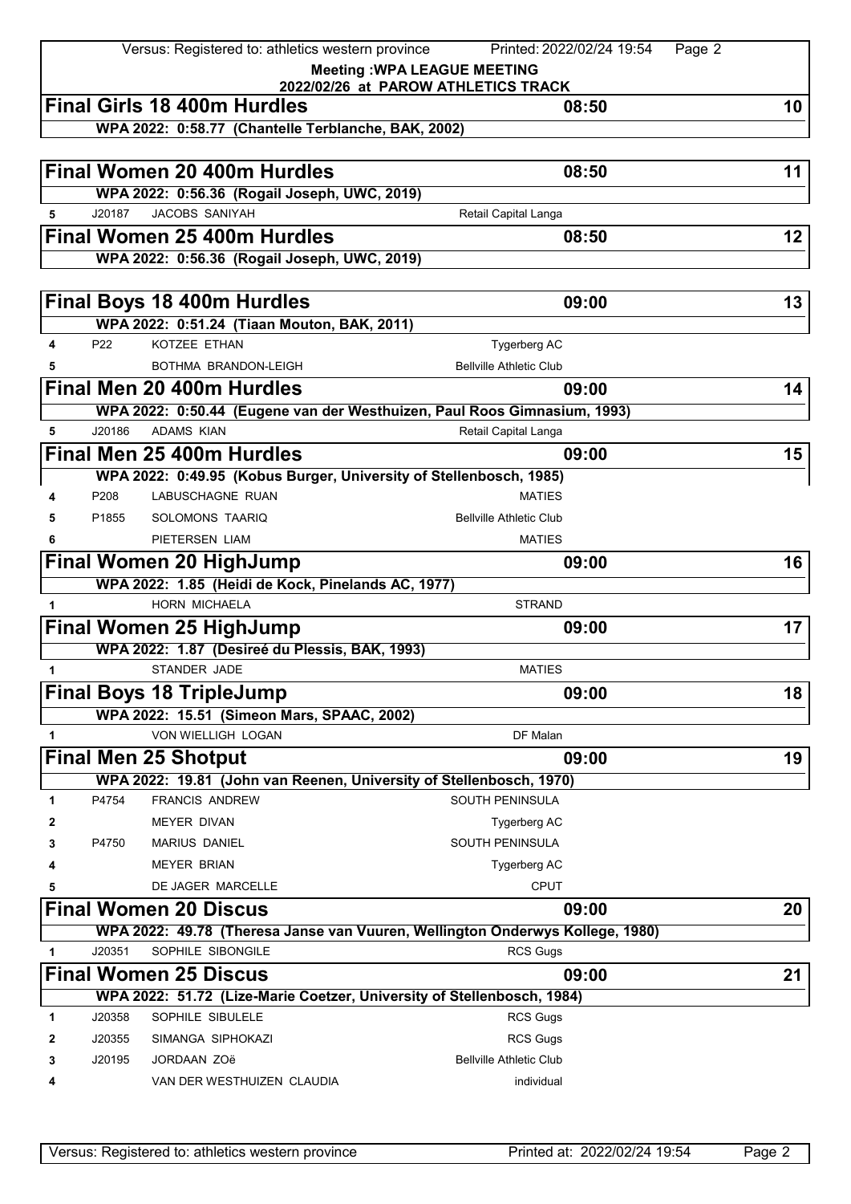**Meeting :WPA LEAGUE MEETING**
**2022/02/26 at PAROW ATHLETICS TRACK**

## Final Girls 18 400m Hurdles — 08:50 — 10

**WPA 2022: 0:58.77 (Chantelle Terblanche, BAK, 2002)**

## Final Women 20 400m Hurdles — 08:50 — 11

**WPA 2022: 0:56.36 (Rogail Joseph, UWC, 2019)**

| Lane | No. | Name | Club |
|---|---|---|---|
| 5 | J20187 | JACOBS SANIYAH | Retail Capital Langa |

## Final Women 25 400m Hurdles — 08:50 — 12

**WPA 2022: 0:56.36 (Rogail Joseph, UWC, 2019)**

## Final Boys 18 400m Hurdles — 09:00 — 13

**WPA 2022: 0:51.24 (Tiaan Mouton, BAK, 2011)**

| Lane | No. | Name | Club |
|---|---|---|---|
| 4 | P22 | KOTZEE ETHAN | Tygerberg AC |
| 5 | | BOTHMA BRANDON-LEIGH | Bellville Athletic Club |

## Final Men 20 400m Hurdles — 09:00 — 14

**WPA 2022: 0:50.44 (Eugene van der Westhuizen, Paul Roos Gimnasium, 1993)**

| Lane | No. | Name | Club |
|---|---|---|---|
| 5 | J20186 | ADAMS KIAN | Retail Capital Langa |

## Final Men 25 400m Hurdles — 09:00 — 15

**WPA 2022: 0:49.95 (Kobus Burger, University of Stellenbosch, 1985)**

| Lane | No. | Name | Club |
|---|---|---|---|
| 4 | P208 | LABUSCHAGNE RUAN | MATIES |
| 5 | P1855 | SOLOMONS TAARIQ | Bellville Athletic Club |
| 6 | | PIETERSEN LIAM | MATIES |

## Final Women 20 HighJump — 09:00 — 16

**WPA 2022: 1.85 (Heidi de Kock, Pinelands AC, 1977)**

| Order | No. | Name | Club |
|---|---|---|---|
| 1 | | HORN MICHAELA | STRAND |

## Final Women 25 HighJump — 09:00 — 17

**WPA 2022: 1.87 (Desireé du Plessis, BAK, 1993)**

| Order | No. | Name | Club |
|---|---|---|---|
| 1 | | STANDER JADE | MATIES |

## Final Boys 18 TripleJump — 09:00 — 18

**WPA 2022: 15.51 (Simeon Mars, SPAAC, 2002)**

| Order | No. | Name | Club |
|---|---|---|---|
| 1 | | VON WIELLIGH LOGAN | DF Malan |

## Final Men 25 Shotput — 09:00 — 19

**WPA 2022: 19.81 (John van Reenen, University of Stellenbosch, 1970)**

| Order | No. | Name | Club |
|---|---|---|---|
| 1 | P4754 | FRANCIS ANDREW | SOUTH PENINSULA |
| 2 | | MEYER DIVAN | Tygerberg AC |
| 3 | P4750 | MARIUS DANIEL | SOUTH PENINSULA |
| 4 | | MEYER BRIAN | Tygerberg AC |
| 5 | | DE JAGER MARCELLE | CPUT |

## Final Women 20 Discus — 09:00 — 20

**WPA 2022: 49.78 (Theresa Janse van Vuuren, Wellington Onderwys Kollege, 1980)**

| Order | No. | Name | Club |
|---|---|---|---|
| 1 | J20351 | SOPHILE SIBONGILE | RCS Gugs |

## Final Women 25 Discus — 09:00 — 21

**WPA 2022: 51.72 (Lize-Marie Coetzer, University of Stellenbosch, 1984)**

| Order | No. | Name | Club |
|---|---|---|---|
| 1 | J20358 | SOPHILE SIBULELE | RCS Gugs |
| 2 | J20355 | SIMANGA SIPHOKAZI | RCS Gugs |
| 3 | J20195 | JORDAAN ZOë | Bellville Athletic Club |
| 4 | | VAN DER WESTHUIZEN CLAUDIA | individual |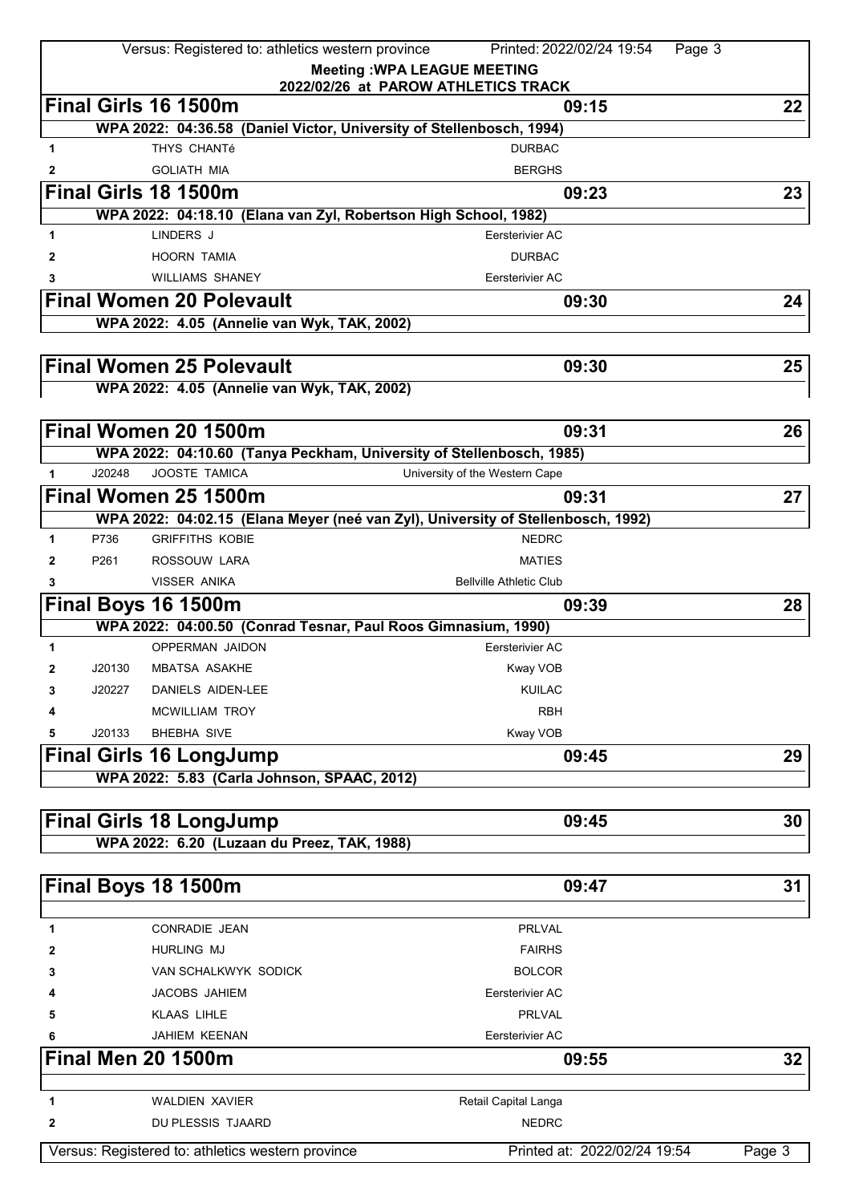**Meeting :WPA LEAGUE MEETING**
**2022/02/26 at PAROW ATHLETICS TRACK**

## Final Girls 16 1500m — 09:15 — 22

**WPA 2022: 04:36.58 (Daniel Victor, University of Stellenbosch, 1994)**

| | | | |
|---|---|---|---|
| 1 | | THYS CHANTé | DURBAC |
| 2 | | GOLIATH MIA | BERGHS |

## Final Girls 18 1500m — 09:23 — 23

**WPA 2022: 04:18.10 (Elana van Zyl, Robertson High School, 1982)**

| | | | |
|---|---|---|---|
| 1 | | LINDERS J | Eersterivier AC |
| 2 | | HOORN TAMIA | DURBAC |
| 3 | | WILLIAMS SHANEY | Eersterivier AC |

## Final Women 20 Polevault — 09:30 — 24

**WPA 2022: 4.05 (Annelie van Wyk, TAK, 2002)**

## Final Women 25 Polevault — 09:30 — 25

**WPA 2022: 4.05 (Annelie van Wyk, TAK, 2002)**

## Final Women 20 1500m — 09:31 — 26

**WPA 2022: 04:10.60 (Tanya Peckham, University of Stellenbosch, 1985)**

| | | | |
|---|---|---|---|
| 1 | J20248 | JOOSTE TAMICA | University of the Western Cape |

## Final Women 25 1500m — 09:31 — 27

**WPA 2022: 04:02.15 (Elana Meyer (neé van Zyl), University of Stellenbosch, 1992)**

| | | | |
|---|---|---|---|
| 1 | P736 | GRIFFITHS KOBIE | NEDRC |
| 2 | P261 | ROSSOUW LARA | MATIES |
| 3 | | VISSER ANIKA | Bellville Athletic Club |

## Final Boys 16 1500m — 09:39 — 28

**WPA 2022: 04:00.50 (Conrad Tesnar, Paul Roos Gimnasium, 1990)**

| | | | |
|---|---|---|---|
| 1 | | OPPERMAN JAIDON | Eersterivier AC |
| 2 | J20130 | MBATSA ASAKHE | Kway VOB |
| 3 | J20227 | DANIELS AIDEN-LEE | KUILAC |
| 4 | | MCWILLIAM TROY | RBH |
| 5 | J20133 | BHEBHA SIVE | Kway VOB |

## Final Girls 16 LongJump — 09:45 — 29

**WPA 2022: 5.83 (Carla Johnson, SPAAC, 2012)**

## Final Girls 18 LongJump — 09:45 — 30

**WPA 2022: 6.20 (Luzaan du Preez, TAK, 1988)**

## Final Boys 18 1500m — 09:47 — 31

| | | | |
|---|---|---|---|
| 1 | | CONRADIE JEAN | PRLVAL |
| 2 | | HURLING MJ | FAIRHS |
| 3 | | VAN SCHALKWYK SODICK | BOLCOR |
| 4 | | JACOBS JAHIEM | Eersterivier AC |
| 5 | | KLAAS LIHLE | PRLVAL |
| 6 | | JAHIEM KEENAN | Eersterivier AC |

## Final Men 20 1500m — 09:55 — 32

| | | | |
|---|---|---|---|
| 1 | | WALDIEN XAVIER | Retail Capital Langa |
| 2 | | DU PLESSIS TJAARD | NEDRC |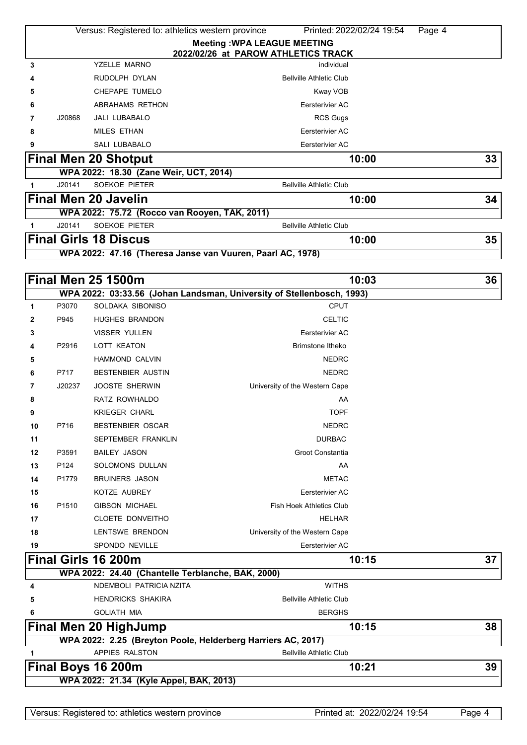**Meeting :WPA LEAGUE MEETING**
**2022/02/26 at PAROW ATHLETICS TRACK**

| | | | |
|---|---|---|---|
| 3 | | YZELLE MARNO | individual |
| 4 | | RUDOLPH DYLAN | Bellville Athletic Club |
| 5 | | CHEPAPE TUMELO | Kway VOB |
| 6 | | ABRAHAMS RETHON | Eersterivier AC |
| 7 | J20868 | JALI LUBABALO | RCS Gugs |
| 8 | | MILES ETHAN | Eersterivier AC |
| 9 | | SALI LUBABALO | Eersterivier AC |

## Final Men 20 Shotput — 10:00 — 33

**WPA 2022: 18.30 (Zane Weir, UCT, 2014)**

| | | | |
|---|---|---|---|
| 1 | J20141 | SOEKOE PIETER | Bellville Athletic Club |

## Final Men 20 Javelin — 10:00 — 34

**WPA 2022: 75.72 (Rocco van Rooyen, TAK, 2011)**

| | | | |
|---|---|---|---|
| 1 | J20141 | SOEKOE PIETER | Bellville Athletic Club |

## Final Girls 18 Discus — 10:00 — 35

**WPA 2022: 47.16 (Theresa Janse van Vuuren, Paarl AC, 1978)**

## Final Men 25 1500m — 10:03 — 36

**WPA 2022: 03:33.56 (Johan Landsman, University of Stellenbosch, 1993)**

| | | | |
|---|---|---|---|
| 1 | P3070 | SOLDAKA SIBONISO | CPUT |
| 2 | P945 | HUGHES BRANDON | CELTIC |
| 3 | | VISSER YULLEN | Eersterivier AC |
| 4 | P2916 | LOTT KEATON | Brimstone Itheko |
| 5 | | HAMMOND CALVIN | NEDRC |
| 6 | P717 | BESTENBIER AUSTIN | NEDRC |
| 7 | J20237 | JOOSTE SHERWIN | University of the Western Cape |
| 8 | | RATZ ROWHALDO | AA |
| 9 | | KRIEGER CHARL | TOPF |
| 10 | P716 | BESTENBIER OSCAR | NEDRC |
| 11 | | SEPTEMBER FRANKLIN | DURBAC |
| 12 | P3591 | BAILEY JASON | Groot Constantia |
| 13 | P124 | SOLOMONS DULLAN | AA |
| 14 | P1779 | BRUINERS JASON | METAC |
| 15 | | KOTZE AUBREY | Eersterivier AC |
| 16 | P1510 | GIBSON MICHAEL | Fish Hoek Athletics Club |
| 17 | | CLOETE DONVEITHO | HELHAR |
| 18 | | LENTSWE BRENDON | University of the Western Cape |
| 19 | | SPONDO NEVILLE | Eersterivier AC |

## Final Girls 16 200m — 10:15 — 37

**WPA 2022: 24.40 (Chantelle Terblanche, BAK, 2000)**

| | | | |
|---|---|---|---|
| 4 | | NDEMBOLI PATRICIA NZITA | WITHS |
| 5 | | HENDRICKS SHAKIRA | Bellville Athletic Club |
| 6 | | GOLIATH MIA | BERGHS |

## Final Men 20 HighJump — 10:15 — 38

**WPA 2022: 2.25 (Breyton Poole, Helderberg Harriers AC, 2017)**

| | | | |
|---|---|---|---|
| 1 | | APPIES RALSTON | Bellville Athletic Club |

## Final Boys 16 200m — 10:21 — 39

**WPA 2022: 21.34 (Kyle Appel, BAK, 2013)**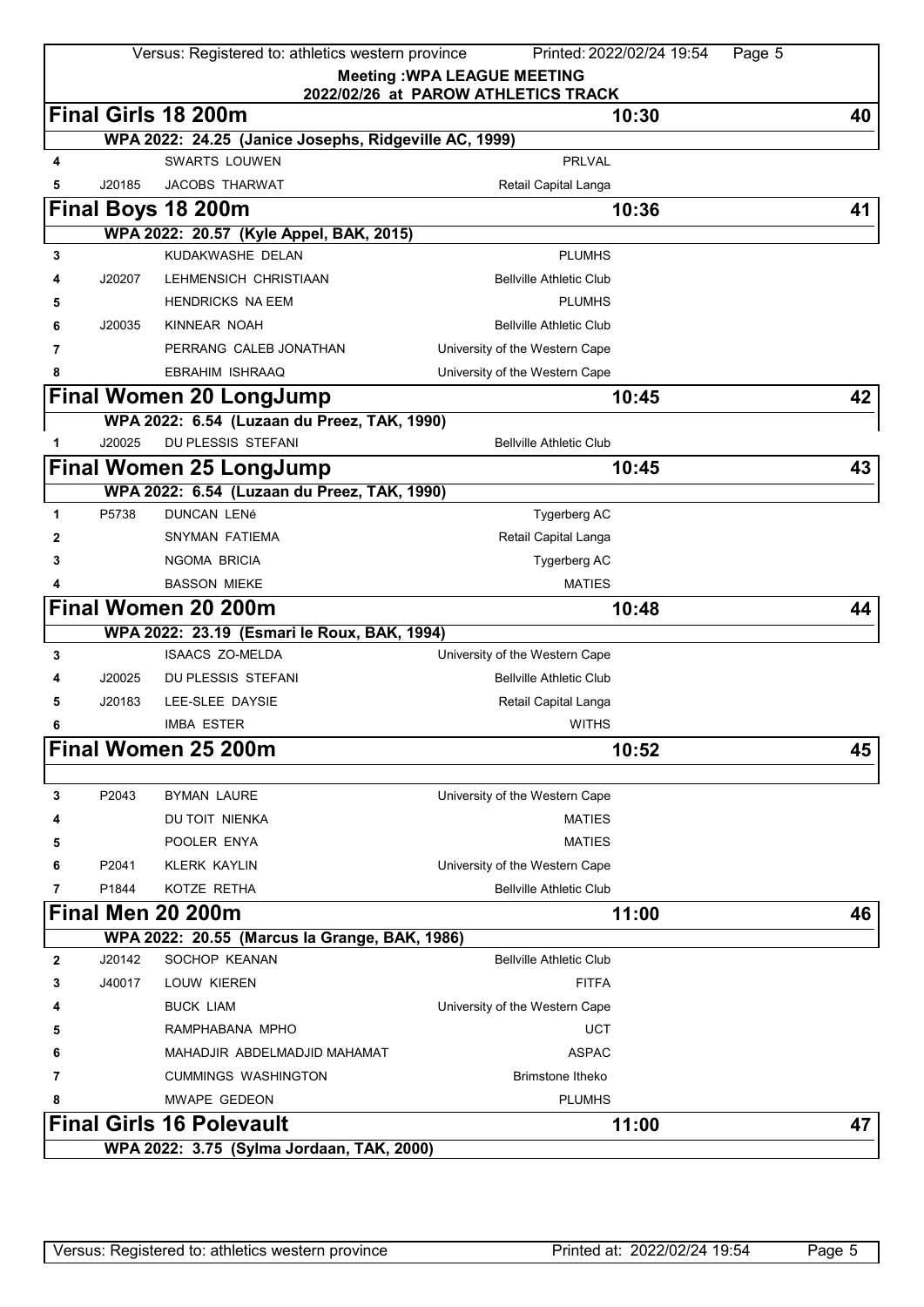**Meeting :WPA LEAGUE MEETING**
**2022/02/26 at PAROW ATHLETICS TRACK**

## Final Girls 18 200m — 10:30 — 40

**WPA 2022: 24.25 (Janice Josephs, Ridgeville AC, 1999)**

| Lane | ID | Name | Club |
|---|---|---|---|
| 4 | | SWARTS LOUWEN | PRLVAL |
| 5 | J20185 | JACOBS THARWAT | Retail Capital Langa |

## Final Boys 18 200m — 10:36 — 41

**WPA 2022: 20.57 (Kyle Appel, BAK, 2015)**

| Lane | ID | Name | Club |
|---|---|---|---|
| 3 | | KUDAKWASHE DELAN | PLUMHS |
| 4 | J20207 | LEHMENSICH CHRISTIAAN | Bellville Athletic Club |
| 5 | | HENDRICKS NA EEM | PLUMHS |
| 6 | J20035 | KINNEAR NOAH | Bellville Athletic Club |
| 7 | | PERRANG CALEB JONATHAN | University of the Western Cape |
| 8 | | EBRAHIM ISHRAAQ | University of the Western Cape |

## Final Women 20 LongJump — 10:45 — 42

**WPA 2022: 6.54 (Luzaan du Preez, TAK, 1990)**

| Order | ID | Name | Club |
|---|---|---|---|
| 1 | J20025 | DU PLESSIS STEFANI | Bellville Athletic Club |

## Final Women 25 LongJump — 10:45 — 43

**WPA 2022: 6.54 (Luzaan du Preez, TAK, 1990)**

| Order | ID | Name | Club |
|---|---|---|---|
| 1 | P5738 | DUNCAN LENé | Tygerberg AC |
| 2 | | SNYMAN FATIEMA | Retail Capital Langa |
| 3 | | NGOMA BRICIA | Tygerberg AC |
| 4 | | BASSON MIEKE | MATIES |

## Final Women 20 200m — 10:48 — 44

**WPA 2022: 23.19 (Esmari le Roux, BAK, 1994)**

| Lane | ID | Name | Club |
|---|---|---|---|
| 3 | | ISAACS ZO-MELDA | University of the Western Cape |
| 4 | J20025 | DU PLESSIS STEFANI | Bellville Athletic Club |
| 5 | J20183 | LEE-SLEE DAYSIE | Retail Capital Langa |
| 6 | | IMBA ESTER | WITHS |

## Final Women 25 200m — 10:52 — 45

| Lane | ID | Name | Club |
|---|---|---|---|
| 3 | P2043 | BYMAN LAURE | University of the Western Cape |
| 4 | | DU TOIT NIENKA | MATIES |
| 5 | | POOLER ENYA | MATIES |
| 6 | P2041 | KLERK KAYLIN | University of the Western Cape |
| 7 | P1844 | KOTZE RETHA | Bellville Athletic Club |

## Final Men 20 200m — 11:00 — 46

**WPA 2022: 20.55 (Marcus la Grange, BAK, 1986)**

| Lane | ID | Name | Club |
|---|---|---|---|
| 2 | J20142 | SOCHOP KEANAN | Bellville Athletic Club |
| 3 | J40017 | LOUW KIEREN | FITFA |
| 4 | | BUCK LIAM | University of the Western Cape |
| 5 | | RAMPHABANA MPHO | UCT |
| 6 | | MAHADJIR ABDELMADJID MAHAMAT | ASPAC |
| 7 | | CUMMINGS WASHINGTON | Brimstone Itheko |
| 8 | | MWAPE GEDEON | PLUMHS |

## Final Girls 16 Polevault — 11:00 — 47

**WPA 2022: 3.75 (Sylma Jordaan, TAK, 2000)**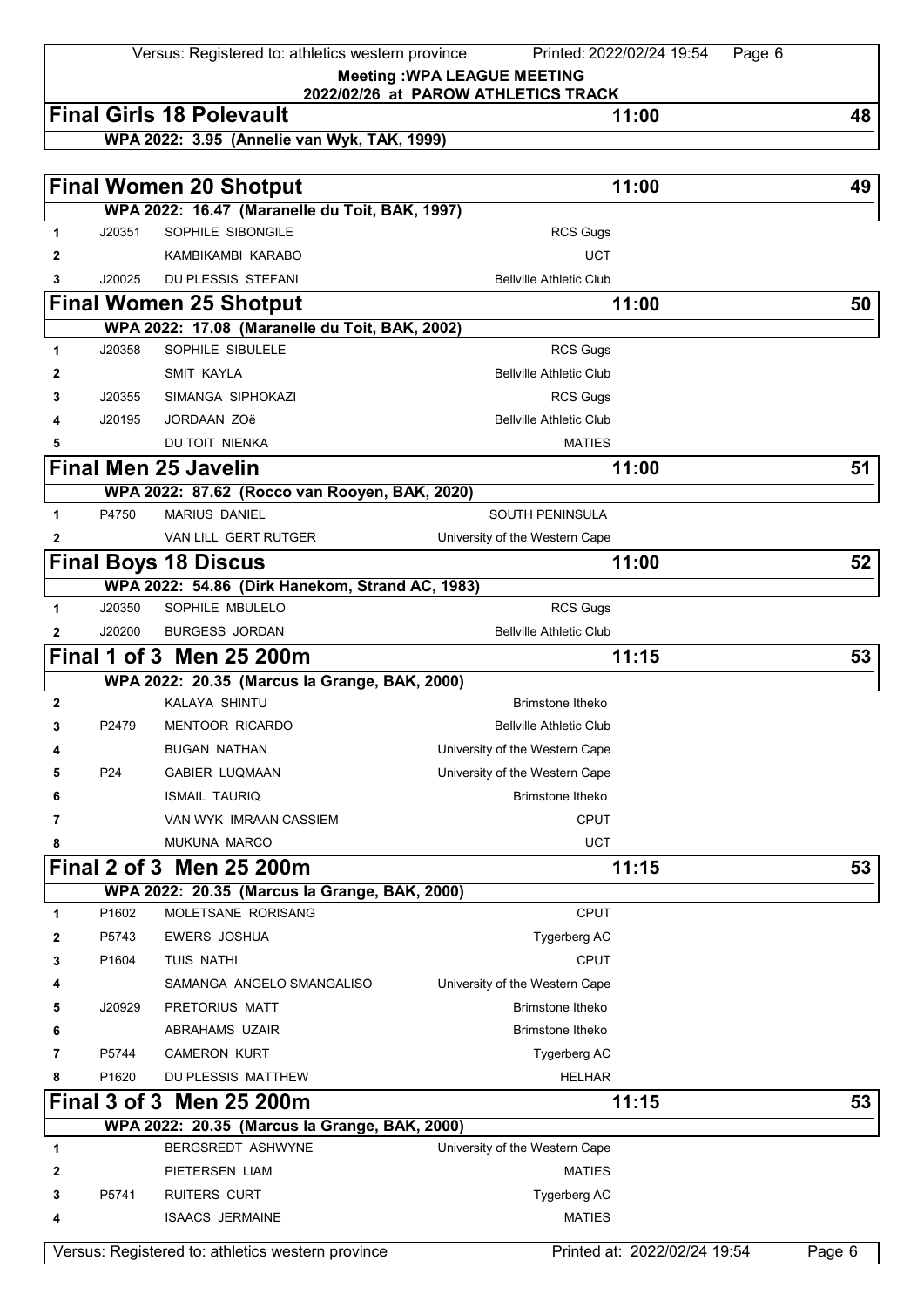**Meeting :WPA LEAGUE MEETING**
**2022/02/26 at PAROW ATHLETICS TRACK**

## Final Girls 18 Polevault — 11:00 — 48

**WPA 2022: 3.95 (Annelie van Wyk, TAK, 1999)**

## Final Women 20 Shotput — 11:00 — 49

**WPA 2022: 16.47 (Maranelle du Toit, BAK, 1997)**

| | | | |
|---|---|---|---|
| 1 | J20351 | SOPHILE SIBONGILE | RCS Gugs |
| 2 | | KAMBIKAMBI KARABO | UCT |
| 3 | J20025 | DU PLESSIS STEFANI | Bellville Athletic Club |

## Final Women 25 Shotput — 11:00 — 50

**WPA 2022: 17.08 (Maranelle du Toit, BAK, 2002)**

| | | | |
|---|---|---|---|
| 1 | J20358 | SOPHILE SIBULELE | RCS Gugs |
| 2 | | SMIT KAYLA | Bellville Athletic Club |
| 3 | J20355 | SIMANGA SIPHOKAZI | RCS Gugs |
| 4 | J20195 | JORDAAN ZOë | Bellville Athletic Club |
| 5 | | DU TOIT NIENKA | MATIES |

## Final Men 25 Javelin — 11:00 — 51

**WPA 2022: 87.62 (Rocco van Rooyen, BAK, 2020)**

| | | | |
|---|---|---|---|
| 1 | P4750 | MARIUS DANIEL | SOUTH PENINSULA |
| 2 | | VAN LILL GERT RUTGER | University of the Western Cape |

## Final Boys 18 Discus — 11:00 — 52

**WPA 2022: 54.86 (Dirk Hanekom, Strand AC, 1983)**

| | | | |
|---|---|---|---|
| 1 | J20350 | SOPHILE MBULELO | RCS Gugs |
| 2 | J20200 | BURGESS JORDAN | Bellville Athletic Club |

## Final 1 of 3 Men 25 200m — 11:15 — 53

**WPA 2022: 20.35 (Marcus la Grange, BAK, 2000)**

| | | | |
|---|---|---|---|
| 2 | | KALAYA SHINTU | Brimstone Itheko |
| 3 | P2479 | MENTOOR RICARDO | Bellville Athletic Club |
| 4 | | BUGAN NATHAN | University of the Western Cape |
| 5 | P24 | GABIER LUQMAAN | University of the Western Cape |
| 6 | | ISMAIL TAURIQ | Brimstone Itheko |
| 7 | | VAN WYK IMRAAN CASSIEM | CPUT |
| 8 | | MUKUNA MARCO | UCT |

## Final 2 of 3 Men 25 200m — 11:15 — 53

**WPA 2022: 20.35 (Marcus la Grange, BAK, 2000)**

| | | | |
|---|---|---|---|
| 1 | P1602 | MOLETSANE RORISANG | CPUT |
| 2 | P5743 | EWERS JOSHUA | Tygerberg AC |
| 3 | P1604 | TUIS NATHI | CPUT |
| 4 | | SAMANGA ANGELO SMANGALISO | University of the Western Cape |
| 5 | J20929 | PRETORIUS MATT | Brimstone Itheko |
| 6 | | ABRAHAMS UZAIR | Brimstone Itheko |
| 7 | P5744 | CAMERON KURT | Tygerberg AC |
| 8 | P1620 | DU PLESSIS MATTHEW | HELHAR |

## Final 3 of 3 Men 25 200m — 11:15 — 53

**WPA 2022: 20.35 (Marcus la Grange, BAK, 2000)**

| | | | |
|---|---|---|---|
| 1 | | BERGSREDT ASHWYNE | University of the Western Cape |
| 2 | | PIETERSEN LIAM | MATIES |
| 3 | P5741 | RUITERS CURT | Tygerberg AC |
| 4 | | ISAACS JERMAINE | MATIES |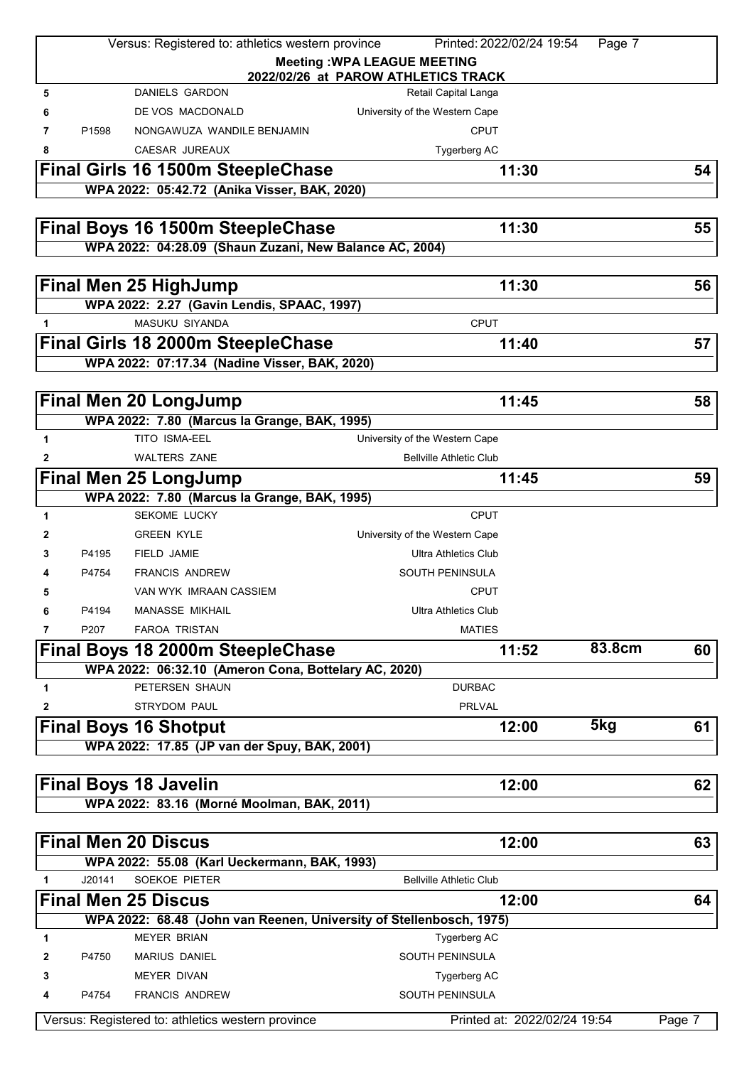**Meeting :WPA LEAGUE MEETING**
**2022/02/26 at PAROW ATHLETICS TRACK**

| | | | |
|---|---|---|---|
| 5 | | DANIELS GARDON | Retail Capital Langa |
| 6 | | DE VOS MACDONALD | University of the Western Cape |
| 7 | P1598 | NONGAWUZA WANDILE BENJAMIN | CPUT |
| 8 | | CAESAR JUREAUX | Tygerberg AC |

## Final Girls 16 1500m SteepleChase — 11:30 — 54

**WPA 2022: 05:42.72 (Anika Visser, BAK, 2020)**

## Final Boys 16 1500m SteepleChase — 11:30 — 55

**WPA 2022: 04:28.09 (Shaun Zuzani, New Balance AC, 2004)**

## Final Men 25 HighJump — 11:30 — 56

**WPA 2022: 2.27 (Gavin Lendis, SPAAC, 1997)**

| | | | |
|---|---|---|---|
| 1 | | MASUKU SIYANDA | CPUT |

## Final Girls 18 2000m SteepleChase — 11:40 — 57

**WPA 2022: 07:17.34 (Nadine Visser, BAK, 2020)**

## Final Men 20 LongJump — 11:45 — 58

**WPA 2022: 7.80 (Marcus la Grange, BAK, 1995)**

| | | | |
|---|---|---|---|
| 1 | | TITO ISMA-EEL | University of the Western Cape |
| 2 | | WALTERS ZANE | Bellville Athletic Club |

## Final Men 25 LongJump — 11:45 — 59

**WPA 2022: 7.80 (Marcus la Grange, BAK, 1995)**

| | | | |
|---|---|---|---|
| 1 | | SEKOME LUCKY | CPUT |
| 2 | | GREEN KYLE | University of the Western Cape |
| 3 | P4195 | FIELD JAMIE | Ultra Athletics Club |
| 4 | P4754 | FRANCIS ANDREW | SOUTH PENINSULA |
| 5 | | VAN WYK IMRAAN CASSIEM | CPUT |
| 6 | P4194 | MANASSE MIKHAIL | Ultra Athletics Club |
| 7 | P207 | FAROA TRISTAN | MATIES |

## Final Boys 18 2000m SteepleChase — 11:52 — 83.8cm — 60

**WPA 2022: 06:32.10 (Ameron Cona, Bottelary AC, 2020)**

| | | | |
|---|---|---|---|
| 1 | | PETERSEN SHAUN | DURBAC |
| 2 | | STRYDOM PAUL | PRLVAL |

## Final Boys 16 Shotput — 12:00 — 5kg — 61

**WPA 2022: 17.85 (JP van der Spuy, BAK, 2001)**

## Final Boys 18 Javelin — 12:00 — 62

**WPA 2022: 83.16 (Morné Moolman, BAK, 2011)**

## Final Men 20 Discus — 12:00 — 63

**WPA 2022: 55.08 (Karl Ueckermann, BAK, 1993)**

| | | | |
|---|---|---|---|
| 1 | J20141 | SOEKOE PIETER | Bellville Athletic Club |

## Final Men 25 Discus — 12:00 — 64

**WPA 2022: 68.48 (John van Reenen, University of Stellenbosch, 1975)**

| | | | |
|---|---|---|---|
| 1 | | MEYER BRIAN | Tygerberg AC |
| 2 | P4750 | MARIUS DANIEL | SOUTH PENINSULA |
| 3 | | MEYER DIVAN | Tygerberg AC |
| 4 | P4754 | FRANCIS ANDREW | SOUTH PENINSULA |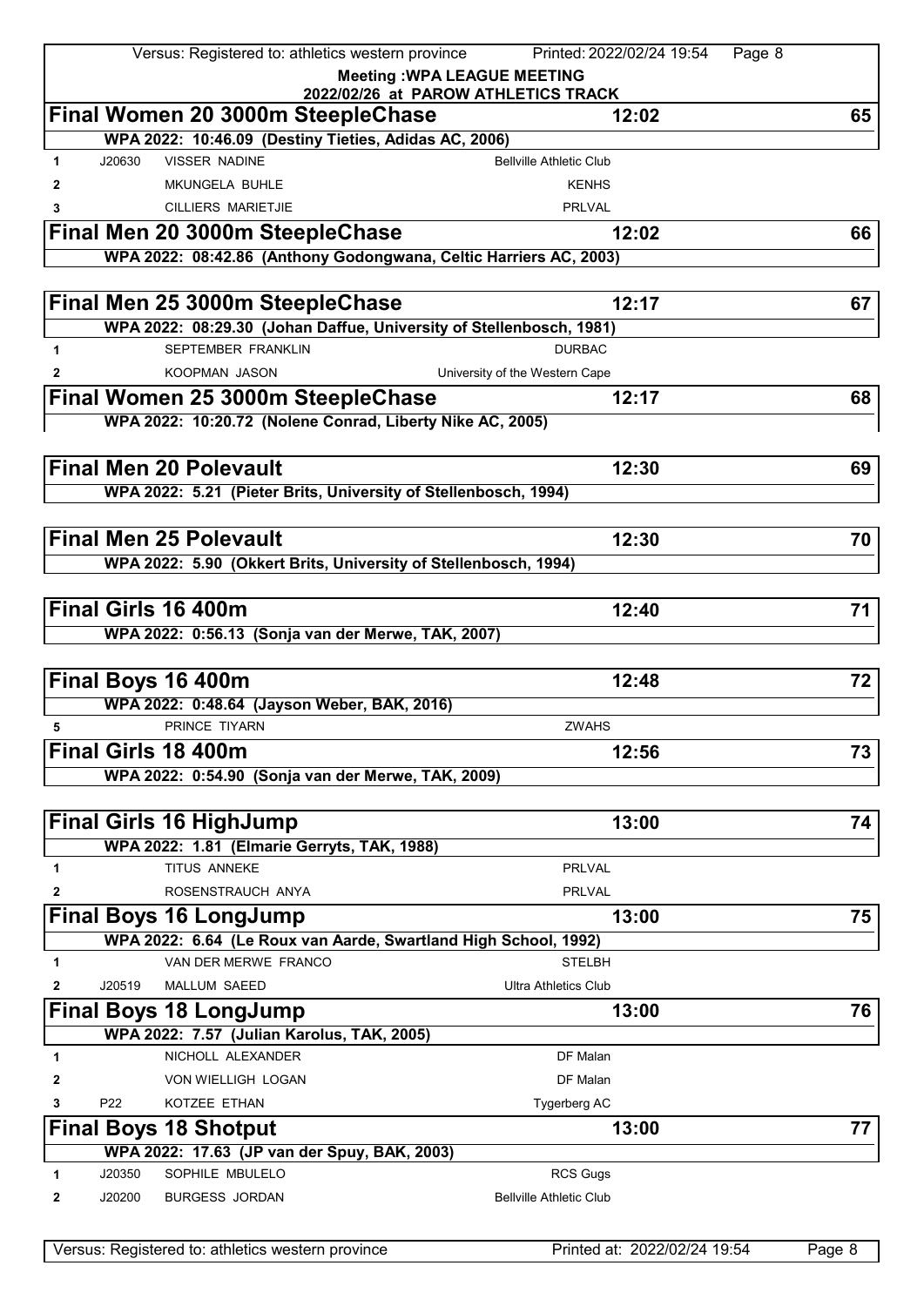**Meeting :WPA LEAGUE MEETING**
**2022/02/26 at PAROW ATHLETICS TRACK**

## Final Women 20 3000m SteepleChase — 12:02 — 65

**WPA 2022: 10:46.09 (Destiny Tieties, Adidas AC, 2006)**

| Pos | ID | Name | Club |
|---|---|---|---|
| 1 | J20630 | VISSER NADINE | Bellville Athletic Club |
| 2 | | MKUNGELA BUHLE | KENHS |
| 3 | | CILLIERS MARIETJIE | PRLVAL |

## Final Men 20 3000m SteepleChase — 12:02 — 66

**WPA 2022: 08:42.86 (Anthony Godongwana, Celtic Harriers AC, 2003)**

## Final Men 25 3000m SteepleChase — 12:17 — 67

**WPA 2022: 08:29.30 (Johan Daffue, University of Stellenbosch, 1981)**

| Pos | ID | Name | Club |
|---|---|---|---|
| 1 | | SEPTEMBER FRANKLIN | DURBAC |
| 2 | | KOOPMAN JASON | University of the Western Cape |

## Final Women 25 3000m SteepleChase — 12:17 — 68

**WPA 2022: 10:20.72 (Nolene Conrad, Liberty Nike AC, 2005)**

## Final Men 20 Polevault — 12:30 — 69

**WPA 2022: 5.21 (Pieter Brits, University of Stellenbosch, 1994)**

## Final Men 25 Polevault — 12:30 — 70

**WPA 2022: 5.90 (Okkert Brits, University of Stellenbosch, 1994)**

## Final Girls 16 400m — 12:40 — 71

**WPA 2022: 0:56.13 (Sonja van der Merwe, TAK, 2007)**

## Final Boys 16 400m — 12:48 — 72

**WPA 2022: 0:48.64 (Jayson Weber, BAK, 2016)**

| Pos | ID | Name | Club |
|---|---|---|---|
| 5 | | PRINCE TIYARN | ZWAHS |

## Final Girls 18 400m — 12:56 — 73

**WPA 2022: 0:54.90 (Sonja van der Merwe, TAK, 2009)**

## Final Girls 16 HighJump — 13:00 — 74

**WPA 2022: 1.81 (Elmarie Gerryts, TAK, 1988)**

| Pos | ID | Name | Club |
|---|---|---|---|
| 1 | | TITUS ANNEKE | PRLVAL |
| 2 | | ROSENSTRAUCH ANYA | PRLVAL |

## Final Boys 16 LongJump — 13:00 — 75

**WPA 2022: 6.64 (Le Roux van Aarde, Swartland High School, 1992)**

| Pos | ID | Name | Club |
|---|---|---|---|
| 1 | | VAN DER MERWE FRANCO | STELBH |
| 2 | J20519 | MALLUM SAEED | Ultra Athletics Club |

## Final Boys 18 LongJump — 13:00 — 76

**WPA 2022: 7.57 (Julian Karolus, TAK, 2005)**

| Pos | ID | Name | Club |
|---|---|---|---|
| 1 | | NICHOLL ALEXANDER | DF Malan |
| 2 | | VON WIELLIGH LOGAN | DF Malan |
| 3 | P22 | KOTZEE ETHAN | Tygerberg AC |

## Final Boys 18 Shotput — 13:00 — 77

**WPA 2022: 17.63 (JP van der Spuy, BAK, 2003)**

| Pos | ID | Name | Club |
|---|---|---|---|
| 1 | J20350 | SOPHILE MBULELO | RCS Gugs |
| 2 | J20200 | BURGESS JORDAN | Bellville Athletic Club |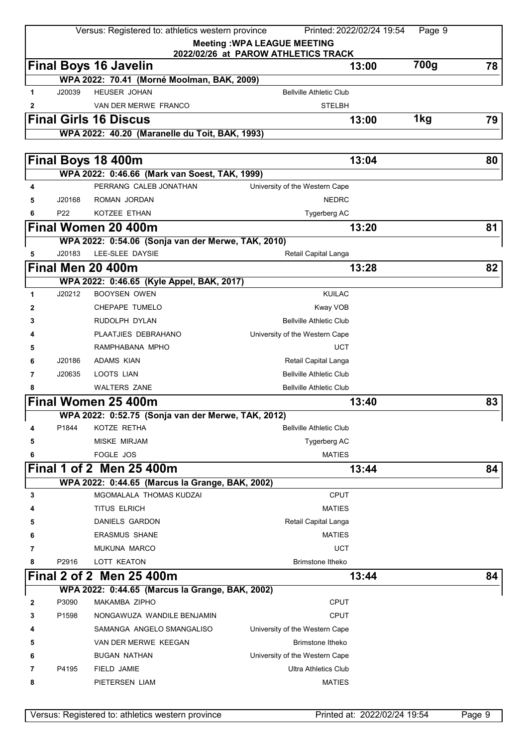**Meeting :WPA LEAGUE MEETING**
**2022/02/26 at PAROW ATHLETICS TRACK**

## Final Boys 16 Javelin — 13:00 — 700g — 78

WPA 2022: 70.41 (Morné Moolman, BAK, 2009)

| | | | |
|---|---|---|---|
| 1 | J20039 | HEUSER JOHAN | Bellville Athletic Club |
| 2 | | VAN DER MERWE FRANCO | STELBH |

## Final Girls 16 Discus — 13:00 — 1kg — 79

WPA 2022: 40.20 (Maranelle du Toit, BAK, 1993)

## Final Boys 18 400m — 13:04 — 80

WPA 2022: 0:46.66 (Mark van Soest, TAK, 1999)

| | | | |
|---|---|---|---|
| 4 | | PERRANG CALEB JONATHAN | University of the Western Cape |
| 5 | J20168 | ROMAN JORDAN | NEDRC |
| 6 | P22 | KOTZEE ETHAN | Tygerberg AC |

## Final Women 20 400m — 13:20 — 81

WPA 2022: 0:54.06 (Sonja van der Merwe, TAK, 2010)

| | | | |
|---|---|---|---|
| 5 | J20183 | LEE-SLEE DAYSIE | Retail Capital Langa |

## Final Men 20 400m — 13:28 — 82

WPA 2022: 0:46.65 (Kyle Appel, BAK, 2017)

| | | | |
|---|---|---|---|
| 1 | J20212 | BOOYSEN OWEN | KUILAC |
| 2 | | CHEPAPE TUMELO | Kway VOB |
| 3 | | RUDOLPH DYLAN | Bellville Athletic Club |
| 4 | | PLAATJIES DEBRAHANO | University of the Western Cape |
| 5 | | RAMPHABANA MPHO | UCT |
| 6 | J20186 | ADAMS KIAN | Retail Capital Langa |
| 7 | J20635 | LOOTS LIAN | Bellville Athletic Club |
| 8 | | WALTERS ZANE | Bellville Athletic Club |

## Final Women 25 400m — 13:40 — 83

WPA 2022: 0:52.75 (Sonja van der Merwe, TAK, 2012)

| | | | |
|---|---|---|---|
| 4 | P1844 | KOTZE RETHA | Bellville Athletic Club |
| 5 | | MISKE MIRJAM | Tygerberg AC |
| 6 | | FOGLE JOS | MATIES |

## Final 1 of 2 Men 25 400m — 13:44 — 84

WPA 2022: 0:44.65 (Marcus la Grange, BAK, 2002)

| | | | |
|---|---|---|---|
| 3 | | MGOMALALA THOMAS KUDZAI | CPUT |
| 4 | | TITUS ELRICH | MATIES |
| 5 | | DANIELS GARDON | Retail Capital Langa |
| 6 | | ERASMUS SHANE | MATIES |
| 7 | | MUKUNA MARCO | UCT |
| 8 | P2916 | LOTT KEATON | Brimstone Itheko |

## Final 2 of 2 Men 25 400m — 13:44 — 84

WPA 2022: 0:44.65 (Marcus la Grange, BAK, 2002)

| | | | |
|---|---|---|---|
| 2 | P3090 | MAKAMBA ZIPHO | CPUT |
| 3 | P1598 | NONGAWUZA WANDILE BENJAMIN | CPUT |
| 4 | | SAMANGA ANGELO SMANGALISO | University of the Western Cape |
| 5 | | VAN DER MERWE KEEGAN | Brimstone Itheko |
| 6 | | BUGAN NATHAN | University of the Western Cape |
| 7 | P4195 | FIELD JAMIE | Ultra Athletics Club |
| 8 | | PIETERSEN LIAM | MATIES |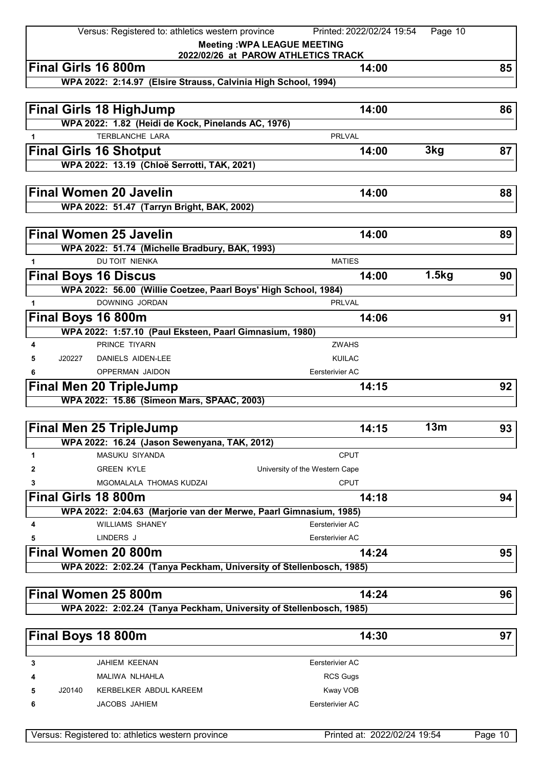**Meeting :WPA LEAGUE MEETING**
**2022/02/26 at PAROW ATHLETICS TRACK**

## Final Girls 16 800m — 14:00 — 85

**WPA 2022: 2:14.97 (Elsire Strauss, Calvinia High School, 1994)**

## Final Girls 18 HighJump — 14:00 — 86

**WPA 2022: 1.82 (Heidi de Kock, Pinelands AC, 1976)**

| | | | |
|---|---|---|---|
| 1 | | TERBLANCHE LARA | PRLVAL |

## Final Girls 16 Shotput — 14:00 — 3kg — 87

**WPA 2022: 13.19 (Chloë Serrotti, TAK, 2021)**

## Final Women 20 Javelin — 14:00 — 88

**WPA 2022: 51.47 (Tarryn Bright, BAK, 2002)**

## Final Women 25 Javelin — 14:00 — 89

**WPA 2022: 51.74 (Michelle Bradbury, BAK, 1993)**

| | | | |
|---|---|---|---|
| 1 | | DU TOIT NIENKA | MATIES |

## Final Boys 16 Discus — 14:00 — 1.5kg — 90

**WPA 2022: 56.00 (Willie Coetzee, Paarl Boys' High School, 1984)**

| | | | |
|---|---|---|---|
| 1 | | DOWNING JORDAN | PRLVAL |

## Final Boys 16 800m — 14:06 — 91

**WPA 2022: 1:57.10 (Paul Eksteen, Paarl Gimnasium, 1980)**

| | | | |
|---|---|---|---|
| 4 | | PRINCE TIYARN | ZWAHS |
| 5 | J20227 | DANIELS AIDEN-LEE | KUILAC |
| 6 | | OPPERMAN JAIDON | Eersterivier AC |

## Final Men 20 TripleJump — 14:15 — 92

**WPA 2022: 15.86 (Simeon Mars, SPAAC, 2003)**

## Final Men 25 TripleJump — 14:15 — 13m — 93

**WPA 2022: 16.24 (Jason Sewenyana, TAK, 2012)**

| | | | |
|---|---|---|---|
| 1 | | MASUKU SIYANDA | CPUT |
| 2 | | GREEN KYLE | University of the Western Cape |
| 3 | | MGOMALALA THOMAS KUDZAI | CPUT |

## Final Girls 18 800m — 14:18 — 94

**WPA 2022: 2:04.63 (Marjorie van der Merwe, Paarl Gimnasium, 1985)**

| | | | |
|---|---|---|---|
| 4 | | WILLIAMS SHANEY | Eersterivier AC |
| 5 | | LINDERS J | Eersterivier AC |

## Final Women 20 800m — 14:24 — 95

**WPA 2022: 2:02.24 (Tanya Peckham, University of Stellenbosch, 1985)**

## Final Women 25 800m — 14:24 — 96

**WPA 2022: 2:02.24 (Tanya Peckham, University of Stellenbosch, 1985)**

## Final Boys 18 800m — 14:30 — 97

| | | | |
|---|---|---|---|
| 3 | | JAHIEM KEENAN | Eersterivier AC |
| 4 | | MALIWA NLHAHLA | RCS Gugs |
| 5 | J20140 | KERBELKER ABDUL KAREEM | Kway VOB |
| 6 | | JACOBS JAHIEM | Eersterivier AC |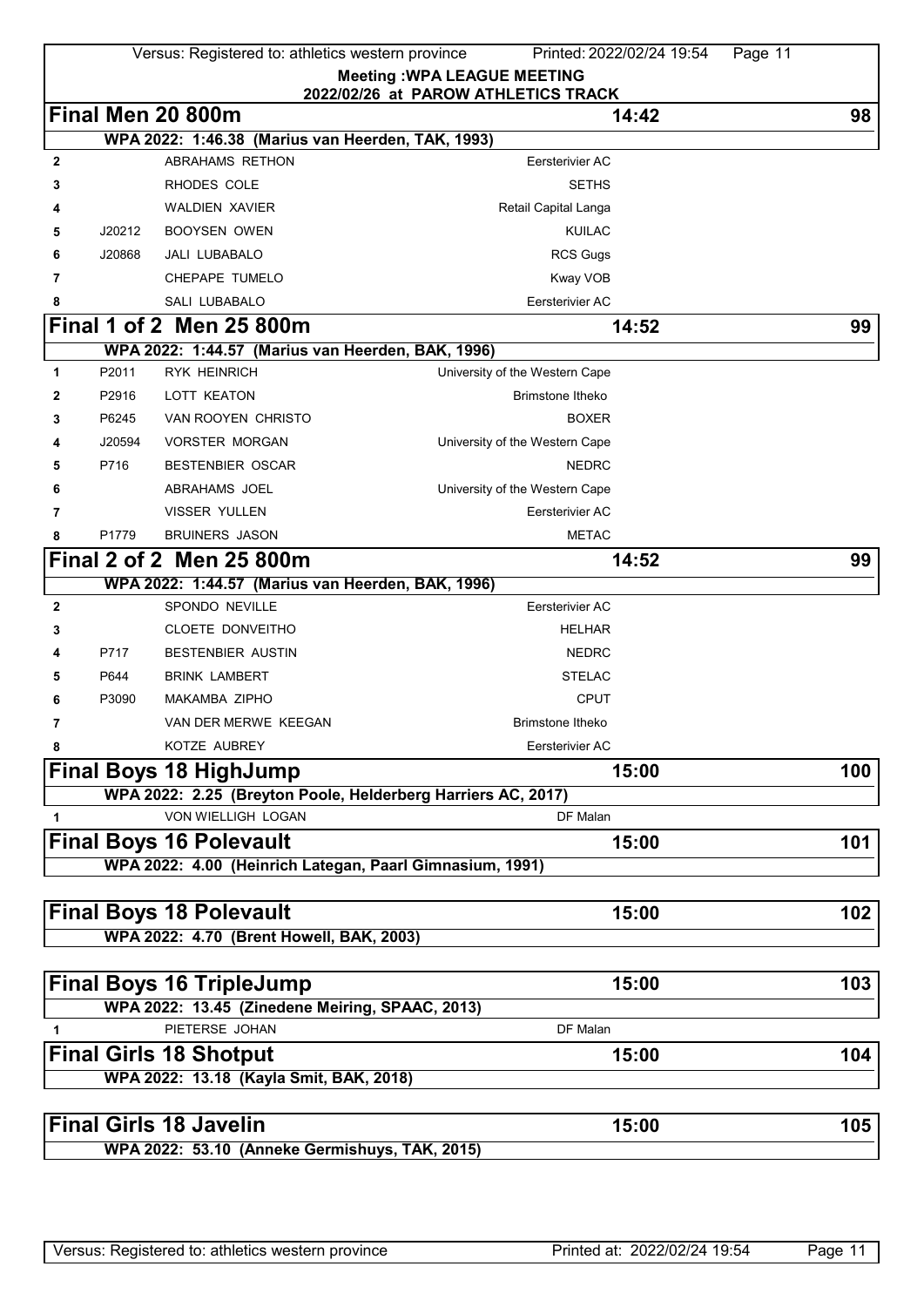**Meeting :WPA LEAGUE MEETING**
**2022/02/26 at PAROW ATHLETICS TRACK**

## Final Men 20 800m — 14:42 — 98

**WPA 2022: 1:46.38 (Marius van Heerden, TAK, 1993)**

| | | | |
|---|---|---|---|
| 2 | | ABRAHAMS RETHON | Eersterivier AC |
| 3 | | RHODES COLE | SETHS |
| 4 | | WALDIEN XAVIER | Retail Capital Langa |
| 5 | J20212 | BOOYSEN OWEN | KUILAC |
| 6 | J20868 | JALI LUBABALO | RCS Gugs |
| 7 | | CHEPAPE TUMELO | Kway VOB |
| 8 | | SALI LUBABALO | Eersterivier AC |

## Final 1 of 2 Men 25 800m — 14:52 — 99

**WPA 2022: 1:44.57 (Marius van Heerden, BAK, 1996)**

| | | | |
|---|---|---|---|
| 1 | P2011 | RYK HEINRICH | University of the Western Cape |
| 2 | P2916 | LOTT KEATON | Brimstone Itheko |
| 3 | P6245 | VAN ROOYEN CHRISTO | BOXER |
| 4 | J20594 | VORSTER MORGAN | University of the Western Cape |
| 5 | P716 | BESTENBIER OSCAR | NEDRC |
| 6 | | ABRAHAMS JOEL | University of the Western Cape |
| 7 | | VISSER YULLEN | Eersterivier AC |
| 8 | P1779 | BRUINERS JASON | METAC |

## Final 2 of 2 Men 25 800m — 14:52 — 99

**WPA 2022: 1:44.57 (Marius van Heerden, BAK, 1996)**

| | | | |
|---|---|---|---|
| 2 | | SPONDO NEVILLE | Eersterivier AC |
| 3 | | CLOETE DONVEITHO | HELHAR |
| 4 | P717 | BESTENBIER AUSTIN | NEDRC |
| 5 | P644 | BRINK LAMBERT | STELAC |
| 6 | P3090 | MAKAMBA ZIPHO | CPUT |
| 7 | | VAN DER MERWE KEEGAN | Brimstone Itheko |
| 8 | | KOTZE AUBREY | Eersterivier AC |

## Final Boys 18 HighJump — 15:00 — 100

**WPA 2022: 2.25 (Breyton Poole, Helderberg Harriers AC, 2017)**

| | | | |
|---|---|---|---|
| 1 | | VON WIELLIGH LOGAN | DF Malan |

## Final Boys 16 Polevault — 15:00 — 101

**WPA 2022: 4.00 (Heinrich Lategan, Paarl Gimnasium, 1991)**

## Final Boys 18 Polevault — 15:00 — 102

**WPA 2022: 4.70 (Brent Howell, BAK, 2003)**

## Final Boys 16 TripleJump — 15:00 — 103

**WPA 2022: 13.45 (Zinedene Meiring, SPAAC, 2013)**

| | | | |
|---|---|---|---|
| 1 | | PIETERSE JOHAN | DF Malan |

## Final Girls 18 Shotput — 15:00 — 104

**WPA 2022: 13.18 (Kayla Smit, BAK, 2018)**

## Final Girls 18 Javelin — 15:00 — 105

**WPA 2022: 53.10 (Anneke Germishuys, TAK, 2015)**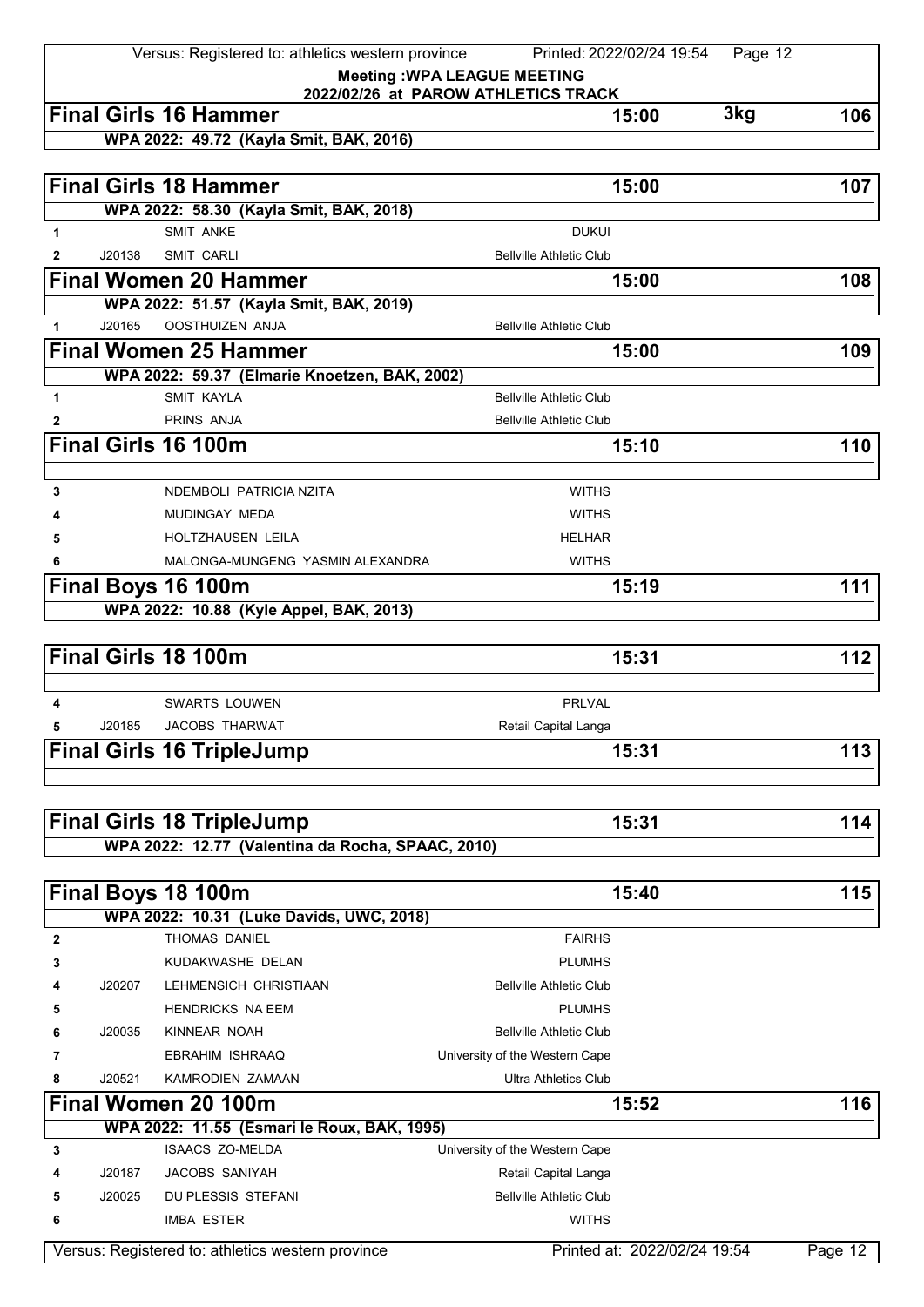**Meeting :WPA LEAGUE MEETING**
**2022/02/26 at PAROW ATHLETICS TRACK**

## Final Girls 16 Hammer — 15:00 — 3kg — 106

**WPA 2022: 49.72 (Kayla Smit, BAK, 2016)**

## Final Girls 18 Hammer — 15:00 — 107

**WPA 2022: 58.30 (Kayla Smit, BAK, 2018)**

| | | | |
|---|---|---|---|
| 1 | | SMIT ANKE | DUKUI |
| 2 | J20138 | SMIT CARLI | Bellville Athletic Club |

## Final Women 20 Hammer — 15:00 — 108

**WPA 2022: 51.57 (Kayla Smit, BAK, 2019)**

| | | | |
|---|---|---|---|
| 1 | J20165 | OOSTHUIZEN ANJA | Bellville Athletic Club |

## Final Women 25 Hammer — 15:00 — 109

**WPA 2022: 59.37 (Elmarie Knoetzen, BAK, 2002)**

| | | | |
|---|---|---|---|
| 1 | | SMIT KAYLA | Bellville Athletic Club |
| 2 | | PRINS ANJA | Bellville Athletic Club |

## Final Girls 16 100m — 15:10 — 110

| | | | |
|---|---|---|---|
| 3 | | NDEMBOLI PATRICIA NZITA | WITHS |
| 4 | | MUDINGAY MEDA | WITHS |
| 5 | | HOLTZHAUSEN LEILA | HELHAR |
| 6 | | MALONGA-MUNGENG YASMIN ALEXANDRA | WITHS |

## Final Boys 16 100m — 15:19 — 111

**WPA 2022: 10.88 (Kyle Appel, BAK, 2013)**

## Final Girls 18 100m — 15:31 — 112

| | | | |
|---|---|---|---|
| 4 | | SWARTS LOUWEN | PRLVAL |
| 5 | J20185 | JACOBS THARWAT | Retail Capital Langa |

## Final Girls 16 TripleJump — 15:31 — 113

## Final Girls 18 TripleJump — 15:31 — 114

**WPA 2022: 12.77 (Valentina da Rocha, SPAAC, 2010)**

## Final Boys 18 100m — 15:40 — 115

**WPA 2022: 10.31 (Luke Davids, UWC, 2018)**

| | | | |
|---|---|---|---|
| 2 | | THOMAS DANIEL | FAIRHS |
| 3 | | KUDAKWASHE DELAN | PLUMHS |
| 4 | J20207 | LEHMENSICH CHRISTIAAN | Bellville Athletic Club |
| 5 | | HENDRICKS NA EEM | PLUMHS |
| 6 | J20035 | KINNEAR NOAH | Bellville Athletic Club |
| 7 | | EBRAHIM ISHRAAQ | University of the Western Cape |
| 8 | J20521 | KAMRODIEN ZAMAAN | Ultra Athletics Club |

## Final Women 20 100m — 15:52 — 116

**WPA 2022: 11.55 (Esmari le Roux, BAK, 1995)**

| | | | |
|---|---|---|---|
| 3 | | ISAACS ZO-MELDA | University of the Western Cape |
| 4 | J20187 | JACOBS SANIYAH | Retail Capital Langa |
| 5 | J20025 | DU PLESSIS STEFANI | Bellville Athletic Club |
| 6 | | IMBA ESTER | WITHS |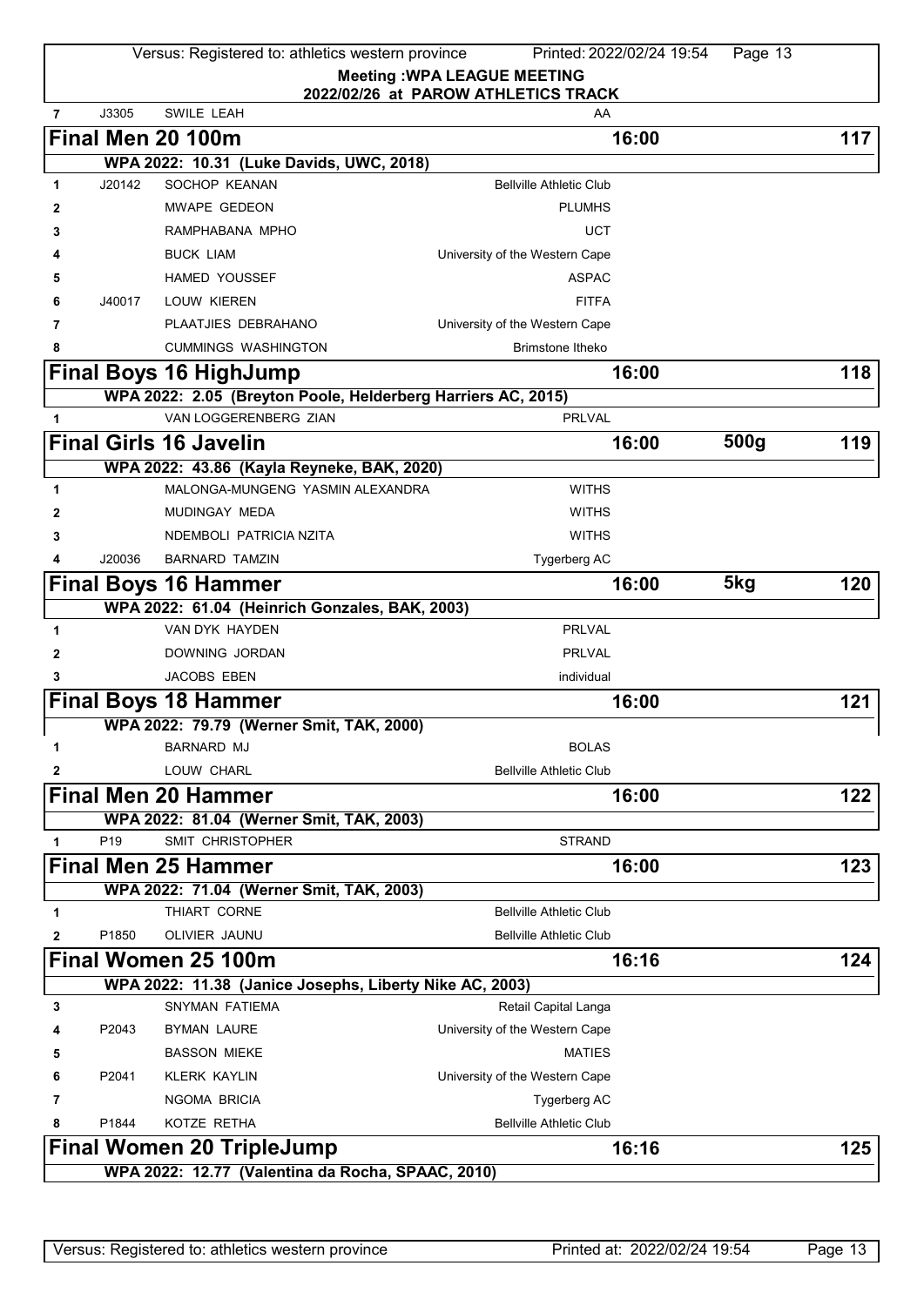**Meeting :WPA LEAGUE MEETING**
**2022/02/26 at PAROW ATHLETICS TRACK**

| 7 | J3305 | SWILE LEAH | AA |
|---|---|---|---|

## Final Men 20 100m — 16:00 — 117

WPA 2022: 10.31 (Luke Davids, UWC, 2018)

| Lane | No. | Name | Club |
|---|---|---|---|
| 1 | J20142 | SOCHOP KEANAN | Bellville Athletic Club |
| 2 | | MWAPE GEDEON | PLUMHS |
| 3 | | RAMPHABANA MPHO | UCT |
| 4 | | BUCK LIAM | University of the Western Cape |
| 5 | | HAMED YOUSSEF | ASPAC |
| 6 | J40017 | LOUW KIEREN | FITFA |
| 7 | | PLAATJIES DEBRAHANO | University of the Western Cape |
| 8 | | CUMMINGS WASHINGTON | Brimstone Itheko |

## Final Boys 16 HighJump — 16:00 — 118

WPA 2022: 2.05 (Breyton Poole, Helderberg Harriers AC, 2015)

| Order | No. | Name | Club |
|---|---|---|---|
| 1 | | VAN LOGGERENBERG ZIAN | PRLVAL |

## Final Girls 16 Javelin — 16:00 — 500g — 119

WPA 2022: 43.86 (Kayla Reyneke, BAK, 2020)

| Order | No. | Name | Club |
|---|---|---|---|
| 1 | | MALONGA-MUNGENG YASMIN ALEXANDRA | WITHS |
| 2 | | MUDINGAY MEDA | WITHS |
| 3 | | NDEMBOLI PATRICIA NZITA | WITHS |
| 4 | J20036 | BARNARD TAMZIN | Tygerberg AC |

## Final Boys 16 Hammer — 16:00 — 5kg — 120

WPA 2022: 61.04 (Heinrich Gonzales, BAK, 2003)

| Order | No. | Name | Club |
|---|---|---|---|
| 1 | | VAN DYK HAYDEN | PRLVAL |
| 2 | | DOWNING JORDAN | PRLVAL |
| 3 | | JACOBS EBEN | individual |

## Final Boys 18 Hammer — 16:00 — 121

WPA 2022: 79.79 (Werner Smit, TAK, 2000)

| Order | No. | Name | Club |
|---|---|---|---|
| 1 | | BARNARD MJ | BOLAS |
| 2 | | LOUW CHARL | Bellville Athletic Club |

## Final Men 20 Hammer — 16:00 — 122

WPA 2022: 81.04 (Werner Smit, TAK, 2003)

| Order | No. | Name | Club |
|---|---|---|---|
| 1 | P19 | SMIT CHRISTOPHER | STRAND |

## Final Men 25 Hammer — 16:00 — 123

WPA 2022: 71.04 (Werner Smit, TAK, 2003)

| Order | No. | Name | Club |
|---|---|---|---|
| 1 | | THIART CORNE | Bellville Athletic Club |
| 2 | P1850 | OLIVIER JAUNU | Bellville Athletic Club |

## Final Women 25 100m — 16:16 — 124

WPA 2022: 11.38 (Janice Josephs, Liberty Nike AC, 2003)

| Lane | No. | Name | Club |
|---|---|---|---|
| 3 | | SNYMAN FATIEMA | Retail Capital Langa |
| 4 | P2043 | BYMAN LAURE | University of the Western Cape |
| 5 | | BASSON MIEKE | MATIES |
| 6 | P2041 | KLERK KAYLIN | University of the Western Cape |
| 7 | | NGOMA BRICIA | Tygerberg AC |
| 8 | P1844 | KOTZE RETHA | Bellville Athletic Club |

## Final Women 20 TripleJump — 16:16 — 125

WPA 2022: 12.77 (Valentina da Rocha, SPAAC, 2010)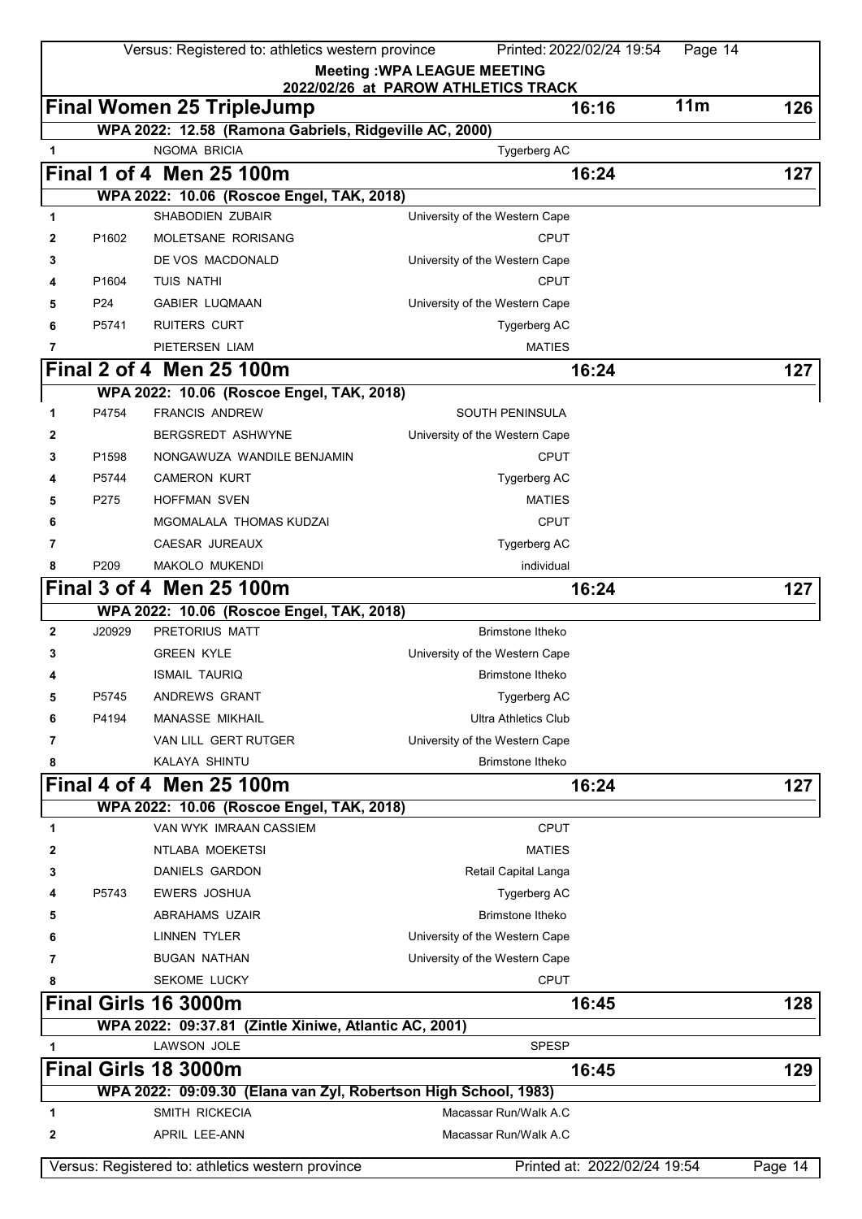**Meeting :WPA LEAGUE MEETING**
**2022/02/26 at PAROW ATHLETICS TRACK**

## Final Women 25 TripleJump — 16:16 — 11m — 126

WPA 2022: 12.58 (Ramona Gabriels, Ridgeville AC, 2000)

| | | | |
|---|---|---|---|
| 1 | | NGOMA BRICIA | Tygerberg AC |

## Final 1 of 4 Men 25 100m — 16:24 — 127

WPA 2022: 10.06 (Roscoe Engel, TAK, 2018)

| | | | |
|---|---|---|---|
| 1 | | SHABODIEN ZUBAIR | University of the Western Cape |
| 2 | P1602 | MOLETSANE RORISANG | CPUT |
| 3 | | DE VOS MACDONALD | University of the Western Cape |
| 4 | P1604 | TUIS NATHI | CPUT |
| 5 | P24 | GABIER LUQMAAN | University of the Western Cape |
| 6 | P5741 | RUITERS CURT | Tygerberg AC |
| 7 | | PIETERSEN LIAM | MATIES |

## Final 2 of 4 Men 25 100m — 16:24 — 127

WPA 2022: 10.06 (Roscoe Engel, TAK, 2018)

| | | | |
|---|---|---|---|
| 1 | P4754 | FRANCIS ANDREW | SOUTH PENINSULA |
| 2 | | BERGSREDT ASHWYNE | University of the Western Cape |
| 3 | P1598 | NONGAWUZA WANDILE BENJAMIN | CPUT |
| 4 | P5744 | CAMERON KURT | Tygerberg AC |
| 5 | P275 | HOFFMAN SVEN | MATIES |
| 6 | | MGOMALALA THOMAS KUDZAI | CPUT |
| 7 | | CAESAR JUREAUX | Tygerberg AC |
| 8 | P209 | MAKOLO MUKENDI | individual |

## Final 3 of 4 Men 25 100m — 16:24 — 127

WPA 2022: 10.06 (Roscoe Engel, TAK, 2018)

| | | | |
|---|---|---|---|
| 2 | J20929 | PRETORIUS MATT | Brimstone Itheko |
| 3 | | GREEN KYLE | University of the Western Cape |
| 4 | | ISMAIL TAURIQ | Brimstone Itheko |
| 5 | P5745 | ANDREWS GRANT | Tygerberg AC |
| 6 | P4194 | MANASSE MIKHAIL | Ultra Athletics Club |
| 7 | | VAN LILL GERT RUTGER | University of the Western Cape |
| 8 | | KALAYA SHINTU | Brimstone Itheko |

## Final 4 of 4 Men 25 100m — 16:24 — 127

WPA 2022: 10.06 (Roscoe Engel, TAK, 2018)

| | | | |
|---|---|---|---|
| 1 | | VAN WYK IMRAAN CASSIEM | CPUT |
| 2 | | NTLABA MOEKETSI | MATIES |
| 3 | | DANIELS GARDON | Retail Capital Langa |
| 4 | P5743 | EWERS JOSHUA | Tygerberg AC |
| 5 | | ABRAHAMS UZAIR | Brimstone Itheko |
| 6 | | LINNEN TYLER | University of the Western Cape |
| 7 | | BUGAN NATHAN | University of the Western Cape |
| 8 | | SEKOME LUCKY | CPUT |

## Final Girls 16 3000m — 16:45 — 128

WPA 2022: 09:37.81 (Zintle Xiniwe, Atlantic AC, 2001)

| | | | |
|---|---|---|---|
| 1 | | LAWSON JOLE | SPESP |

## Final Girls 18 3000m — 16:45 — 129

WPA 2022: 09:09.30 (Elana van Zyl, Robertson High School, 1983)

| | | | |
|---|---|---|---|
| 1 | | SMITH RICKECIA | Macassar Run/Walk A.C |
| 2 | | APRIL LEE-ANN | Macassar Run/Walk A.C |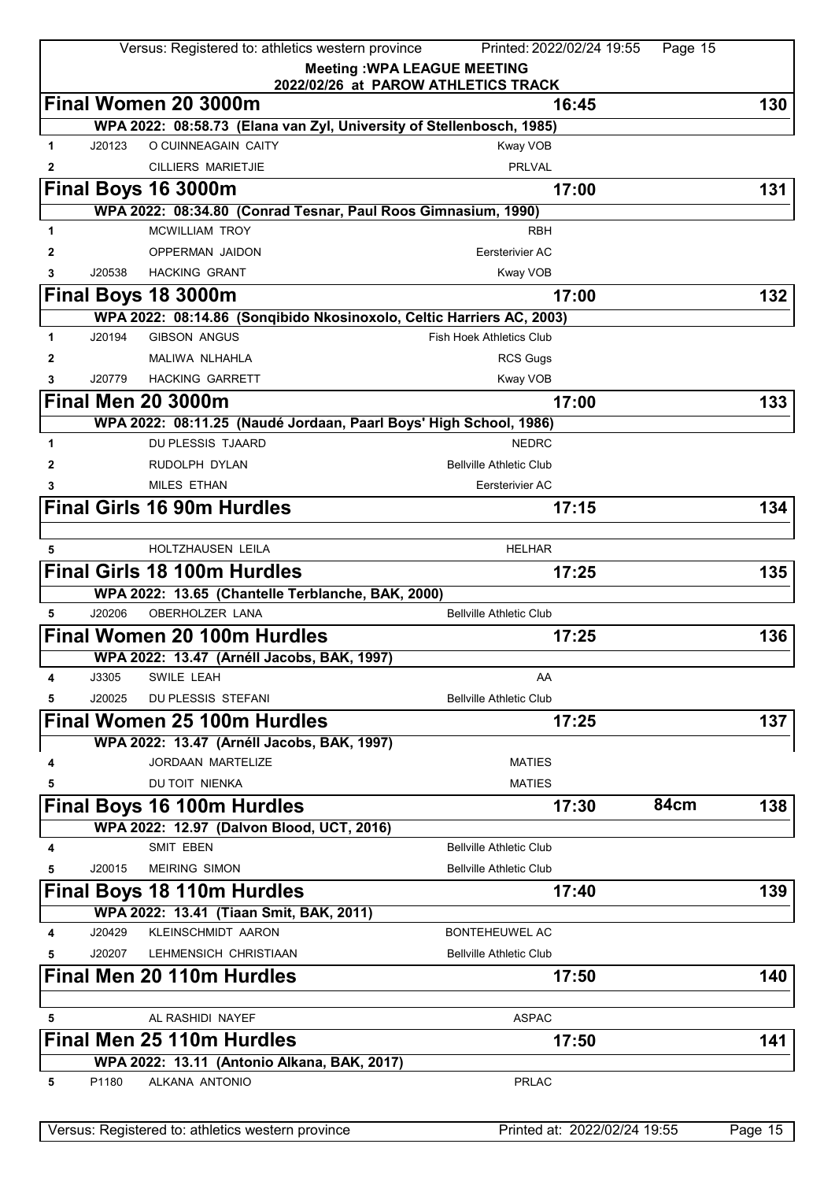**Meeting :WPA LEAGUE MEETING**
**2022/02/26 at PAROW ATHLETICS TRACK**

## Final Women 20 3000m — 16:45 — 130

WPA 2022: 08:58.73 (Elana van Zyl, University of Stellenbosch, 1985)

| Lane | No. | Name | Club |
|---|---|---|---|
| 1 | J20123 | O CUINNEAGAIN CAITY | Kway VOB |
| 2 | | CILLIERS MARIETJIE | PRLVAL |

## Final Boys 16 3000m — 17:00 — 131

WPA 2022: 08:34.80 (Conrad Tesnar, Paul Roos Gimnasium, 1990)

| Lane | No. | Name | Club |
|---|---|---|---|
| 1 | | MCWILLIAM TROY | RBH |
| 2 | | OPPERMAN JAIDON | Eersterivier AC |
| 3 | J20538 | HACKING GRANT | Kway VOB |

## Final Boys 18 3000m — 17:00 — 132

WPA 2022: 08:14.86 (Songibido Nkosinoxolo, Celtic Harriers AC, 2003)

| Lane | No. | Name | Club |
|---|---|---|---|
| 1 | J20194 | GIBSON ANGUS | Fish Hoek Athletics Club |
| 2 | | MALIWA NLHAHLA | RCS Gugs |
| 3 | J20779 | HACKING GARRETT | Kway VOB |

## Final Men 20 3000m — 17:00 — 133

WPA 2022: 08:11.25 (Naudé Jordaan, Paarl Boys' High School, 1986)

| Lane | No. | Name | Club |
|---|---|---|---|
| 1 | | DU PLESSIS TJAARD | NEDRC |
| 2 | | RUDOLPH DYLAN | Bellville Athletic Club |
| 3 | | MILES ETHAN | Eersterivier AC |

## Final Girls 16 90m Hurdles — 17:15 — 134

| Lane | No. | Name | Club |
|---|---|---|---|
| 5 | | HOLTZHAUSEN LEILA | HELHAR |

## Final Girls 18 100m Hurdles — 17:25 — 135

WPA 2022: 13.65 (Chantelle Terblanche, BAK, 2000)

| Lane | No. | Name | Club |
|---|---|---|---|
| 5 | J20206 | OBERHOLZER LANA | Bellville Athletic Club |

## Final Women 20 100m Hurdles — 17:25 — 136

WPA 2022: 13.47 (Arnéll Jacobs, BAK, 1997)

| Lane | No. | Name | Club |
|---|---|---|---|
| 4 | J3305 | SWILE LEAH | AA |
| 5 | J20025 | DU PLESSIS STEFANI | Bellville Athletic Club |

## Final Women 25 100m Hurdles — 17:25 — 137

WPA 2022: 13.47 (Arnéll Jacobs, BAK, 1997)

| Lane | No. | Name | Club |
|---|---|---|---|
| 4 | | JORDAAN MARTELIZE | MATIES |
| 5 | | DU TOIT NIENKA | MATIES |

## Final Boys 16 100m Hurdles — 17:30 — 84cm — 138

WPA 2022: 12.97 (Dalvon Blood, UCT, 2016)

| Lane | No. | Name | Club |
|---|---|---|---|
| 4 | | SMIT EBEN | Bellville Athletic Club |
| 5 | J20015 | MEIRING SIMON | Bellville Athletic Club |

## Final Boys 18 110m Hurdles — 17:40 — 139

WPA 2022: 13.41 (Tiaan Smit, BAK, 2011)

| Lane | No. | Name | Club |
|---|---|---|---|
| 4 | J20429 | KLEINSCHMIDT AARON | BONTEHEUWEL AC |
| 5 | J20207 | LEHMENSICH CHRISTIAAN | Bellville Athletic Club |

## Final Men 20 110m Hurdles — 17:50 — 140

| Lane | No. | Name | Club |
|---|---|---|---|
| 5 | | AL RASHIDI NAYEF | ASPAC |

## Final Men 25 110m Hurdles — 17:50 — 141

WPA 2022: 13.11 (Antonio Alkana, BAK, 2017)

| Lane | No. | Name | Club |
|---|---|---|---|
| 5 | P1180 | ALKANA ANTONIO | PRLAC |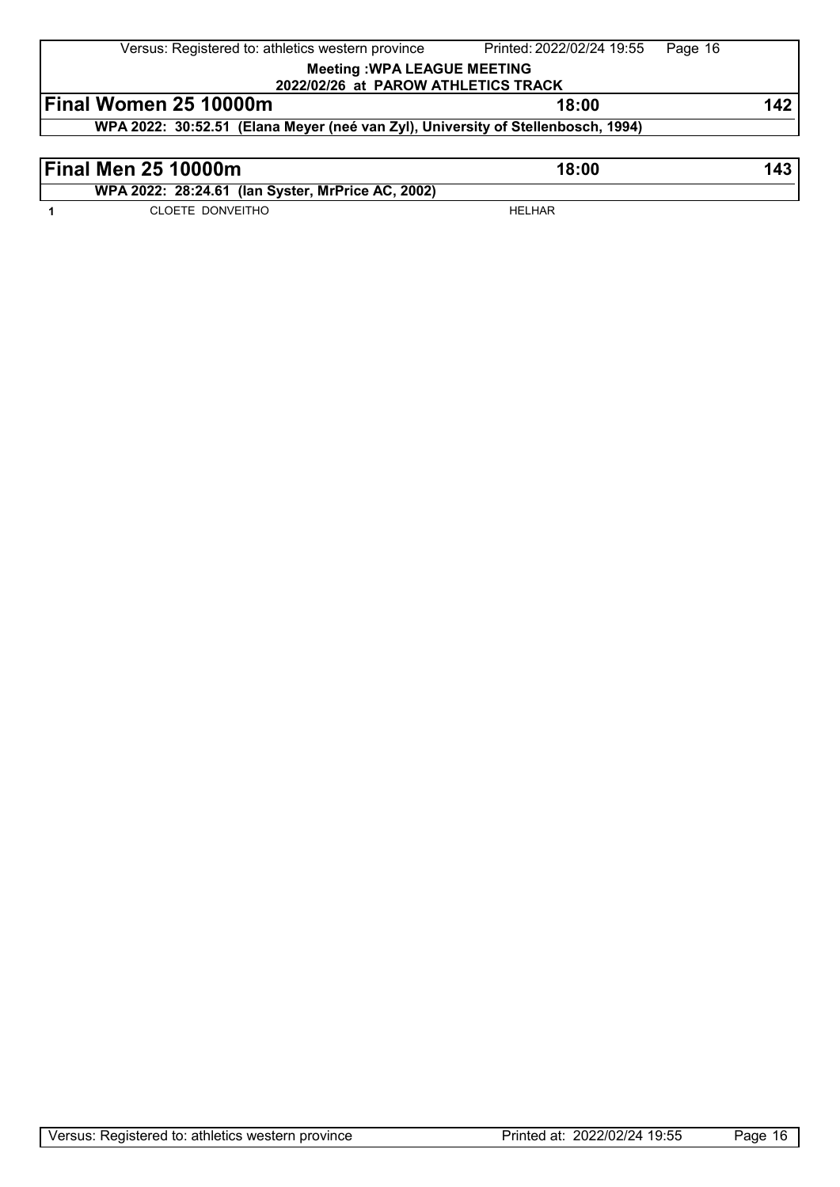**Meeting :WPA LEAGUE MEETING**
**2022/02/26 at PAROW ATHLETICS TRACK**

## Final Women 25 10000m 18:00 142

**WPA 2022: 30:52.51 (Elana Meyer (neé van Zyl), University of Stellenbosch, 1994)**

## Final Men 25 10000m 18:00 143

**WPA 2022: 28:24.61 (Ian Syster, MrPrice AC, 2002)**

| | | |
|---|---|---|
| 1 | CLOETE DONVEITHO | HELHAR |